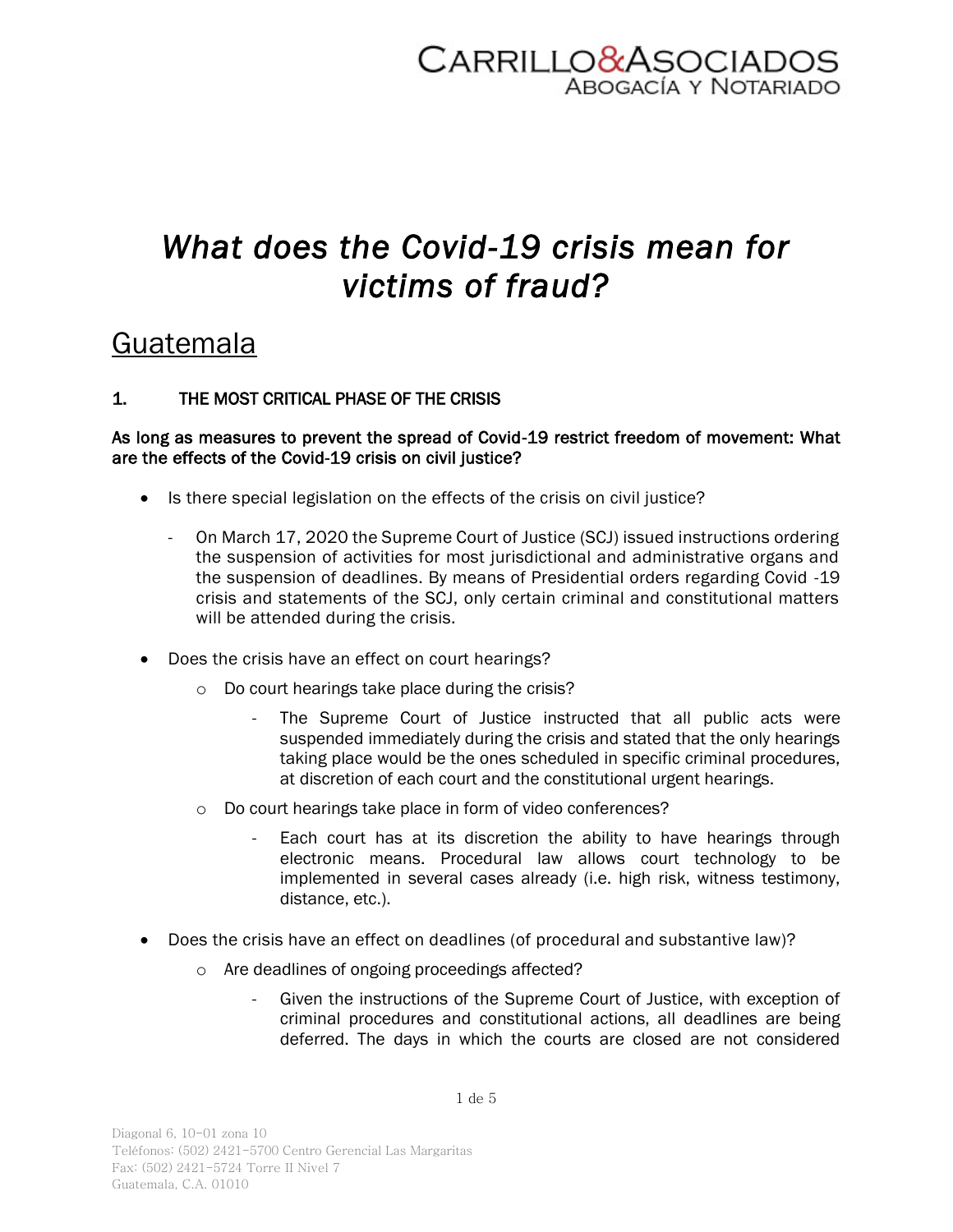# *What does the Covid-19 crisis mean for victims of fraud?*

## Guatemala

### 1. THE MOST CRITICAL PHASE OF THE CRISIS

**As long as measures to prevent the spread of Covid-19 restrict freedom of movement: What are the effects of the Covid-19 crisis on civil justice?**

- Is there special legislation on the effects of the crisis on civil justice?
    - On March 17, 2020 the Supreme Court of Justice (SCJ) issued instructions ordering the suspension of activities for most jurisdictional and administrative organs and the suspension of deadlines. By means of Presidential orders regarding Covid -19 crisis and statements of the SCJ, only certain criminal and constitutional matters will be attended during the crisis.
- Does the crisis have an effect on court hearings?
    - Do court hearings take place during the crisis?
        - The Supreme Court of Justice instructed that all public acts were suspended immediately during the crisis and stated that the only hearings taking place would be the ones scheduled in specific criminal procedures, at discretion of each court and the constitutional urgent hearings.
    - Do court hearings take place in form of video conferences?
        - Each court has at its discretion the ability to have hearings through electronic means. Procedural law allows court technology to be implemented in several cases already (i.e. high risk, witness testimony, distance, etc.).
- Does the crisis have an effect on deadlines (of procedural and substantive law)?
    - Are deadlines of ongoing proceedings affected?
        - Given the instructions of the Supreme Court of Justice, with exception of criminal procedures and constitutional actions, all deadlines are being deferred. The days in which the courts are closed are not considered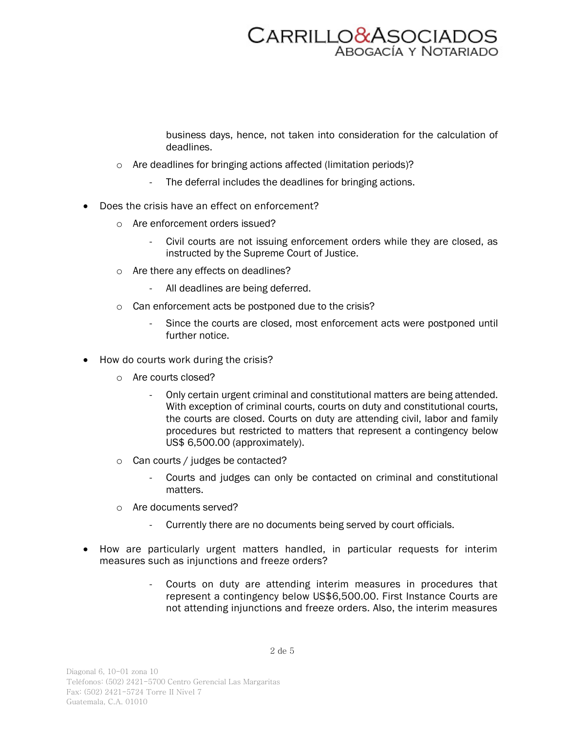business days, hence, not taken into consideration for the calculation of deadlines.

- Are deadlines for bringing actions affected (limitation periods)?
    - The deferral includes the deadlines for bringing actions.

- Does the crisis have an effect on enforcement?
    - Are enforcement orders issued?
        - Civil courts are not issuing enforcement orders while they are closed, as instructed by the Supreme Court of Justice.
    - Are there any effects on deadlines?
        - All deadlines are being deferred.
    - Can enforcement acts be postponed due to the crisis?
        - Since the courts are closed, most enforcement acts were postponed until further notice.

- How do courts work during the crisis?
    - Are courts closed?
        - Only certain urgent criminal and constitutional matters are being attended. With exception of criminal courts, courts on duty and constitutional courts, the courts are closed. Courts on duty are attending civil, labor and family procedures but restricted to matters that represent a contingency below US$ 6,500.00 (approximately).
    - Can courts / judges be contacted?
        - Courts and judges can only be contacted on criminal and constitutional matters.
    - Are documents served?
        - Currently there are no documents being served by court officials.

- How are particularly urgent matters handled, in particular requests for interim measures such as injunctions and freeze orders?
    - Courts on duty are attending interim measures in procedures that represent a contingency below US$6,500.00. First Instance Courts are not attending injunctions and freeze orders. Also, the interim measures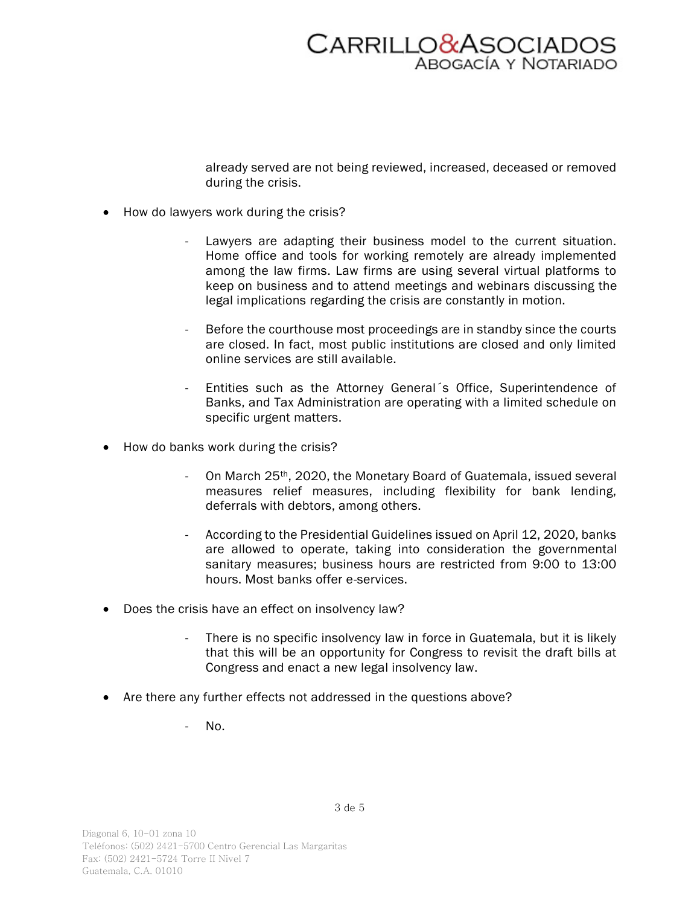already served are not being reviewed, increased, deceased or removed during the crisis.

- How do lawyers work during the crisis?

  - Lawyers are adapting their business model to the current situation. Home office and tools for working remotely are already implemented among the law firms. Law firms are using several virtual platforms to keep on business and to attend meetings and webinars discussing the legal implications regarding the crisis are constantly in motion.

  - Before the courthouse most proceedings are in standby since the courts are closed. In fact, most public institutions are closed and only limited online services are still available.

  - Entities such as the Attorney General´s Office, Superintendence of Banks, and Tax Administration are operating with a limited schedule on specific urgent matters.

- How do banks work during the crisis?

  - On March 25th, 2020, the Monetary Board of Guatemala, issued several measures relief measures, including flexibility for bank lending, deferrals with debtors, among others.

  - According to the Presidential Guidelines issued on April 12, 2020, banks are allowed to operate, taking into consideration the governmental sanitary measures; business hours are restricted from 9:00 to 13:00 hours. Most banks offer e-services.

- Does the crisis have an effect on insolvency law?

  - There is no specific insolvency law in force in Guatemala, but it is likely that this will be an opportunity for Congress to revisit the draft bills at Congress and enact a new legal insolvency law.

- Are there any further effects not addressed in the questions above?

  - No.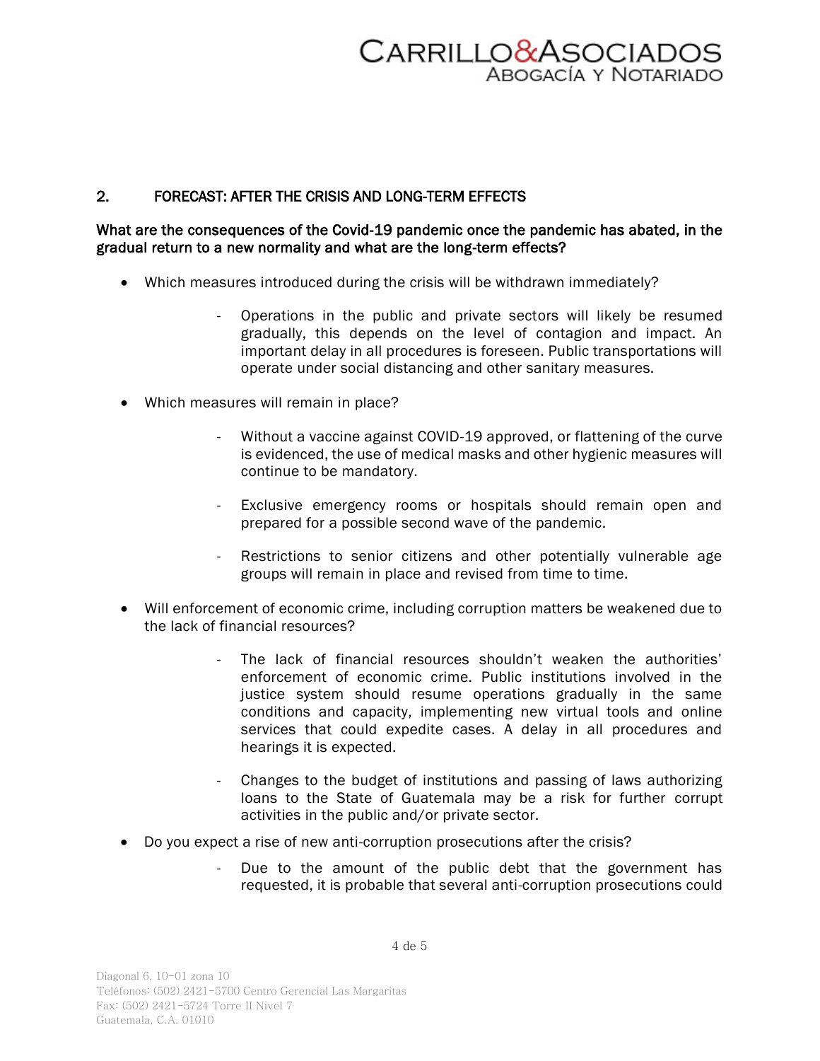## 2. FORECAST: AFTER THE CRISIS AND LONG-TERM EFFECTS

**What are the consequences of the Covid-19 pandemic once the pandemic has abated, in the gradual return to a new normality and what are the long-term effects?**

- Which measures introduced during the crisis will be withdrawn immediately?
  - Operations in the public and private sectors will likely be resumed gradually, this depends on the level of contagion and impact. An important delay in all procedures is foreseen. Public transportations will operate under social distancing and other sanitary measures.
- Which measures will remain in place?
  - Without a vaccine against COVID-19 approved, or flattening of the curve is evidenced, the use of medical masks and other hygienic measures will continue to be mandatory.
  - Exclusive emergency rooms or hospitals should remain open and prepared for a possible second wave of the pandemic.
  - Restrictions to senior citizens and other potentially vulnerable age groups will remain in place and revised from time to time.
- Will enforcement of economic crime, including corruption matters be weakened due to the lack of financial resources?
  - The lack of financial resources shouldn't weaken the authorities' enforcement of economic crime. Public institutions involved in the justice system should resume operations gradually in the same conditions and capacity, implementing new virtual tools and online services that could expedite cases. A delay in all procedures and hearings it is expected.
  - Changes to the budget of institutions and passing of laws authorizing loans to the State of Guatemala may be a risk for further corrupt activities in the public and/or private sector.
- Do you expect a rise of new anti-corruption prosecutions after the crisis?
  - Due to the amount of the public debt that the government has requested, it is probable that several anti-corruption prosecutions could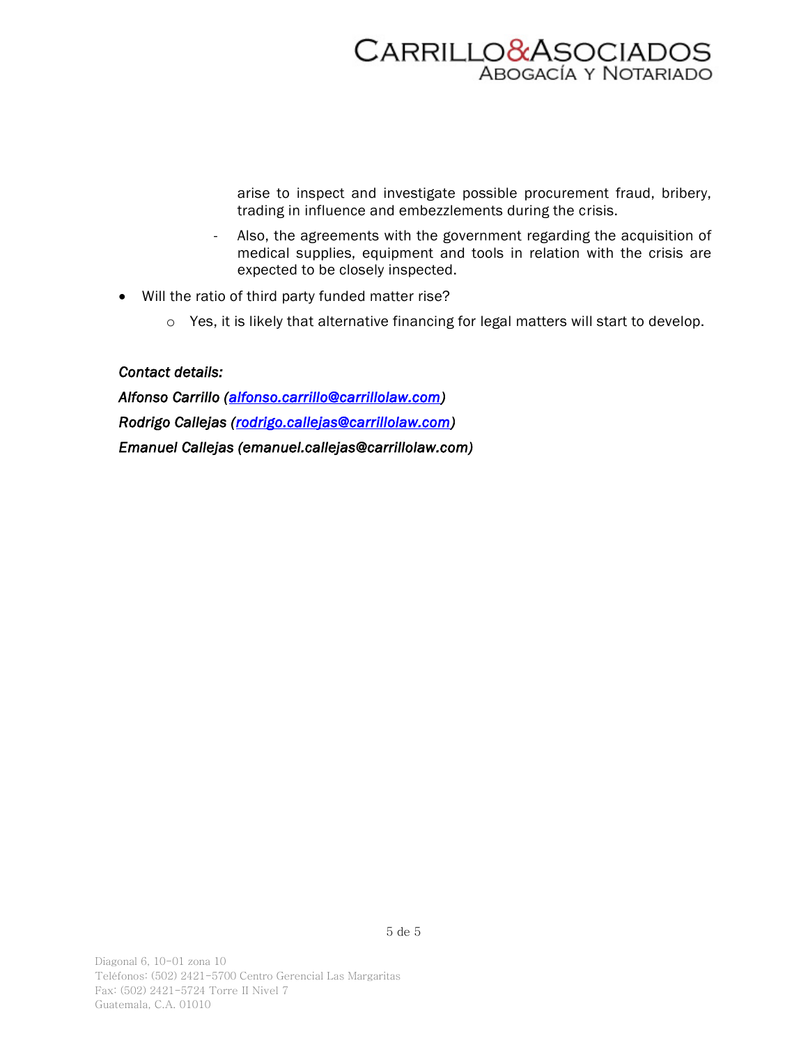arise to inspect and investigate possible procurement fraud, bribery, trading in influence and embezzlements during the crisis.

- Also, the agreements with the government regarding the acquisition of medical supplies, equipment and tools in relation with the crisis are expected to be closely inspected.

- Will the ratio of third party funded matter rise?
  - Yes, it is likely that alternative financing for legal matters will start to develop.

*Contact details:*

*Alfonso Carrillo (alfonso.carrillo@carrillolaw.com)*

*Rodrigo Callejas (rodrigo.callejas@carrillolaw.com)*

*Emanuel Callejas (emanuel.callejas@carrillolaw.com)*